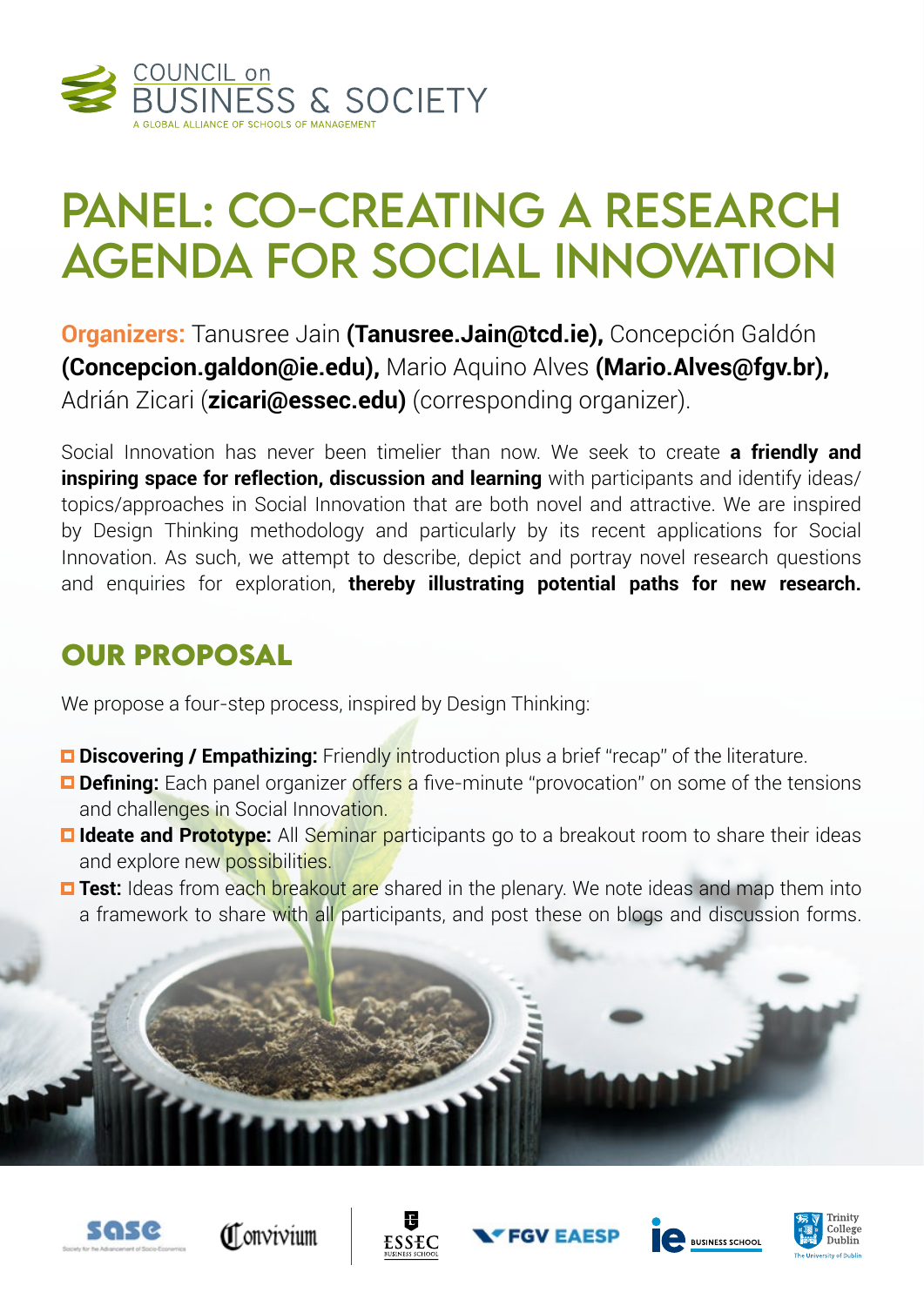COUNCIL on BUSINESS & SOCIETY

A GLOBAL ALLIANCE OF SCHOOLS OF MANAGEMENT

# PANEL: CO-CREATING A RESEARCH AGENDA FOR SOCIAL INNOVATION

**Organizers:** Tanusree Jain **(Tanusree.Jain@tcd.ie),** Concepción Galdón **(Concepcion.galdon@ie.edu),** Mario Aquino Alves **(Mario.Alves@fgv.br),** Adrián Zicari (**zicari@essec.edu)** (corresponding organizer).

Social Innovation has never been timelier than now. We seek to create **a friendly and inspiring space for reflection, discussion and learning** with participants and identify ideas/ topics/approaches in Social Innovation that are both novel and attractive. We are inspired by Design Thinking methodology and particularly by its recent applications for Social Innovation. As such, we attempt to describe, depict and portray novel research questions and enquiries for exploration, **thereby illustrating potential paths for new research.**

## OUR PROPOSAL

We propose a four-step process, inspired by Design Thinking:

- **Discovering / Empathizing:** Friendly introduction plus a brief "recap" of the literature.
- **Defining:** Each panel organizer offers a five-minute "provocation" on some of the tensions and challenges in Social Innovation.
- **Ideate and Prototype:** All Seminar participants go to a breakout room to share their ideas and explore new possibilities.
- **Test:** Ideas from each breakout are shared in the plenary. We note ideas and map them into a framework to share with all participants, and post these on blogs and discussion forms.

sase — Society for the Advancement of Socio-Economics | Convivium | ESSEC Business School | FGV EAESP | IE Business School | Trinity College Dublin — The University of Dublin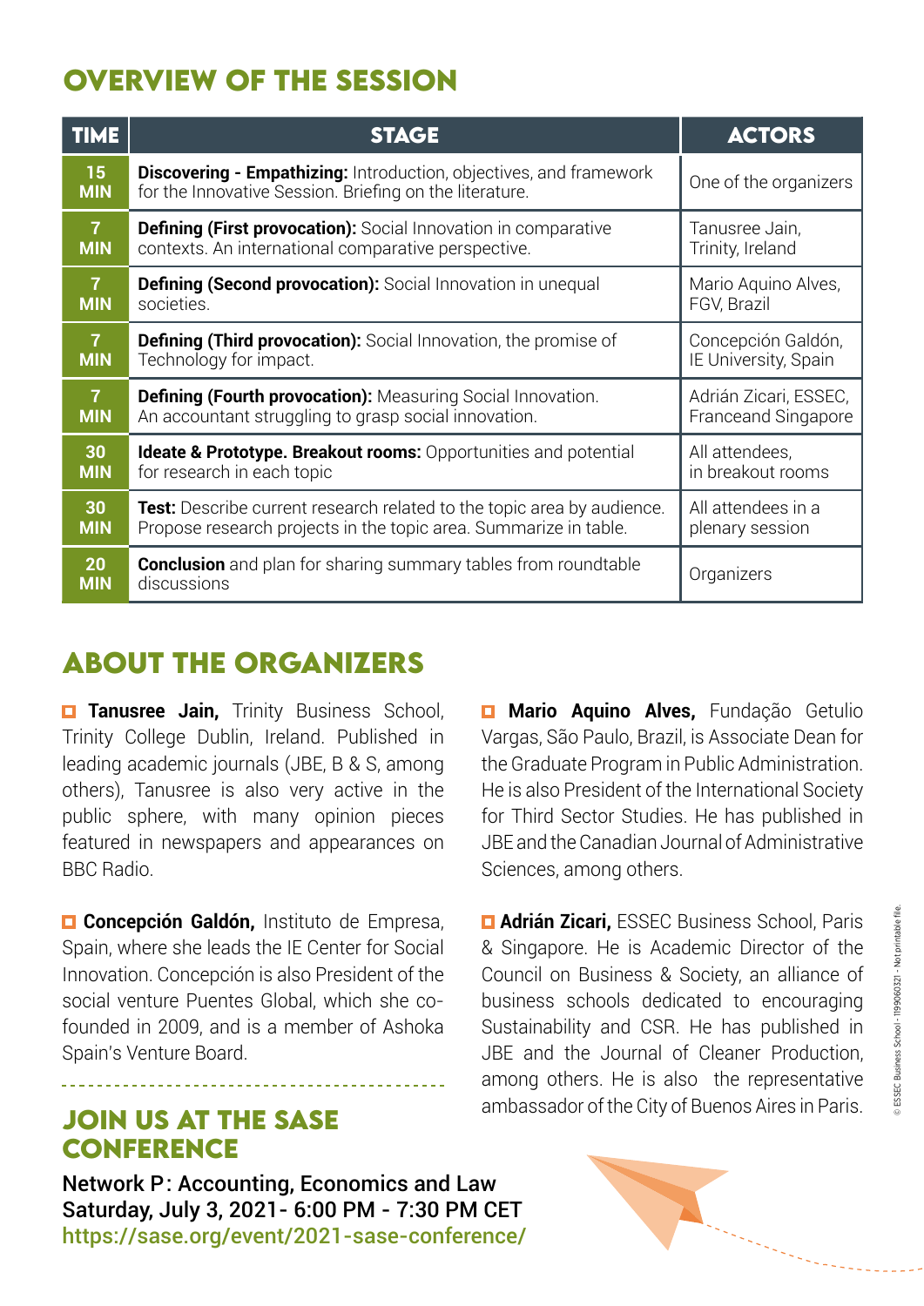## OVERVIEW OF THE SESSION

| TIME | STAGE | ACTORS |
|---|---|---|
| 15 MIN | **Discovering - Empathizing:** Introduction, objectives, and framework for the Innovative Session. Briefing on the literature. | One of the organizers |
| 7 MIN | **Defining (First provocation):** Social Innovation in comparative contexts. An international comparative perspective. | Tanusree Jain, Trinity, Ireland |
| 7 MIN | **Defining (Second provocation):** Social Innovation in unequal societies. | Mario Aquino Alves, FGV, Brazil |
| 7 MIN | **Defining (Third provocation):** Social Innovation, the promise of Technology for impact. | Concepción Galdón, IE University, Spain |
| 7 MIN | **Defining (Fourth provocation):** Measuring Social Innovation. An accountant struggling to grasp social innovation. | Adrián Zicari, ESSEC, Franceand Singapore |
| 30 MIN | **Ideate & Prototype. Breakout rooms:** Opportunities and potential for research in each topic | All attendees, in breakout rooms |
| 30 MIN | **Test:** Describe current research related to the topic area by audience. Propose research projects in the topic area. Summarize in table. | All attendees in a plenary session |
| 20 MIN | **Conclusion** and plan for sharing summary tables from roundtable discussions | Organizers |

## ABOUT THE ORGANIZERS

- **Tanusree Jain,** Trinity Business School, Trinity College Dublin, Ireland. Published in leading academic journals (JBE, B & S, among others), Tanusree is also very active in the public sphere, with many opinion pieces featured in newspapers and appearances on BBC Radio.

- **Concepción Galdón,** Instituto de Empresa, Spain, where she leads the IE Center for Social Innovation. Concepción is also President of the social venture Puentes Global, which she co-founded in 2009, and is a member of Ashoka Spain's Venture Board.

- **Mario Aquino Alves,** Fundação Getulio Vargas, São Paulo, Brazil, is Associate Dean for the Graduate Program in Public Administration. He is also President of the International Society for Third Sector Studies. He has published in JBE and the Canadian Journal of Administrative Sciences, among others.

- **Adrián Zicari,** ESSEC Business School, Paris & Singapore. He is Academic Director of the Council on Business & Society, an alliance of business schools dedicated to encouraging Sustainability and CSR. He has published in JBE and the Journal of Cleaner Production, among others. He is also the representative ambassador of the City of Buenos Aires in Paris.

## JOIN US AT THE SASE CONFERENCE

Network P: Accounting, Economics and Law
Saturday, July 3, 2021- 6:00 PM - 7:30 PM CET
https://sase.org/event/2021-sase-conference/

© ESSEC Business School - 1199060321 - Not printable file.